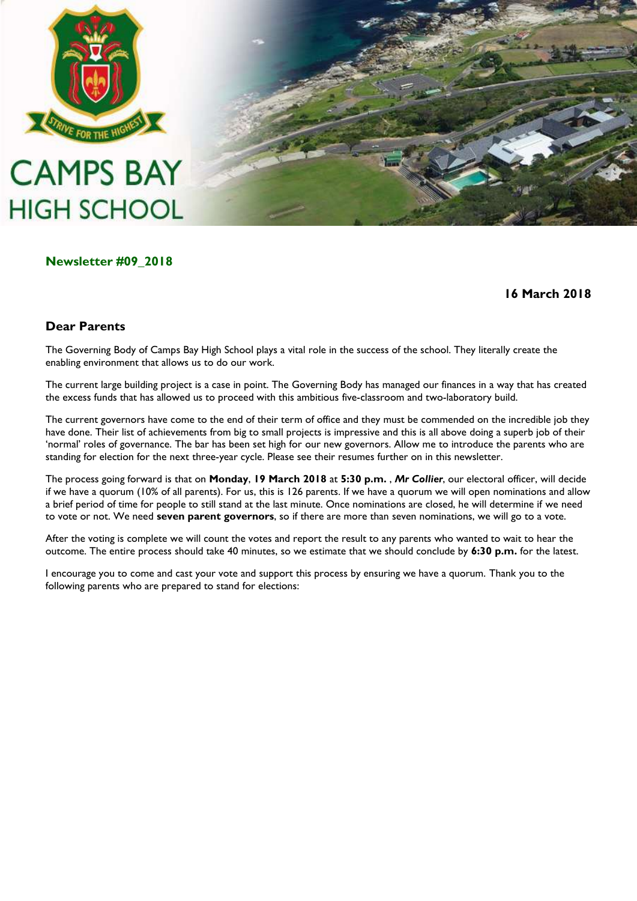# CAMPS BAY HIGH SCHOOL

**Newsletter #09_2018**

**16 March 2018**

## Dear Parents

The Governing Body of Camps Bay High School plays a vital role in the success of the school. They literally create the enabling environment that allows us to do our work.

The current large building project is a case in point. The Governing Body has managed our finances in a way that has created the excess funds that has allowed us to proceed with this ambitious five-classroom and two-laboratory build.

The current governors have come to the end of their term of office and they must be commended on the incredible job they have done. Their list of achievements from big to small projects is impressive and this is all above doing a superb job of their 'normal' roles of governance. The bar has been set high for our new governors. Allow me to introduce the parents who are standing for election for the next three-year cycle. Please see their resumes further on in this newsletter.

The process going forward is that on **Monday**, **19 March 2018** at **5:30 p.m.** , ***Mr Collier***, our electoral officer, will decide if we have a quorum (10% of all parents). For us, this is 126 parents. If we have a quorum we will open nominations and allow a brief period of time for people to still stand at the last minute. Once nominations are closed, he will determine if we need to vote or not. We need **seven parent governors**, so if there are more than seven nominations, we will go to a vote.

After the voting is complete we will count the votes and report the result to any parents who wanted to wait to hear the outcome. The entire process should take 40 minutes, so we estimate that we should conclude by **6:30 p.m.** for the latest.

I encourage you to come and cast your vote and support this process by ensuring we have a quorum. Thank you to the following parents who are prepared to stand for elections: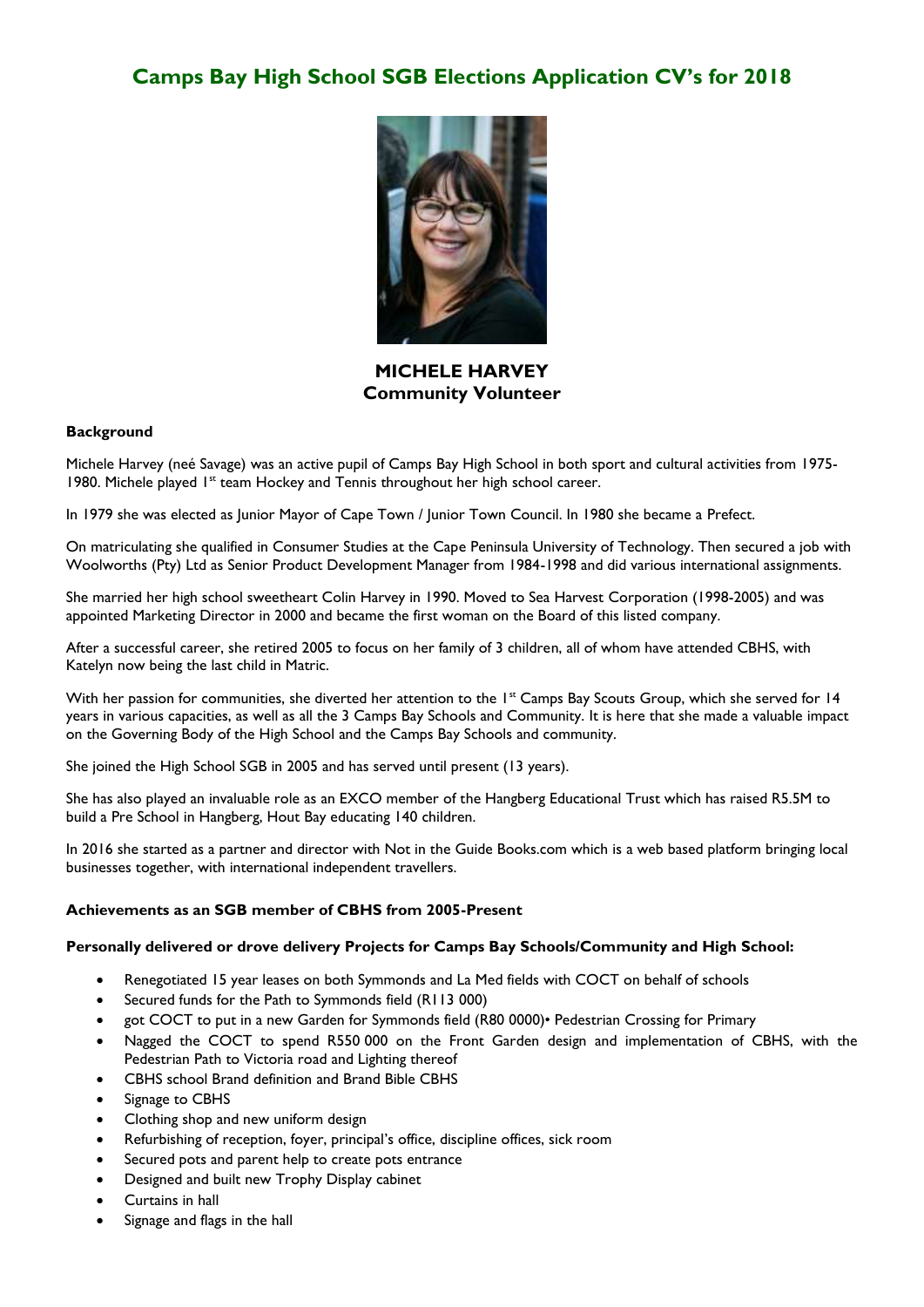# Camps Bay High School SGB Elections Application CV's for 2018

**MICHELE HARVEY**
**Community Volunteer**

**Background**

Michele Harvey (neé Savage) was an active pupil of Camps Bay High School in both sport and cultural activities from 1975-1980. Michele played 1st team Hockey and Tennis throughout her high school career.

In 1979 she was elected as Junior Mayor of Cape Town / Junior Town Council. In 1980 she became a Prefect.

On matriculating she qualified in Consumer Studies at the Cape Peninsula University of Technology. Then secured a job with Woolworths (Pty) Ltd as Senior Product Development Manager from 1984-1998 and did various international assignments.

She married her high school sweetheart Colin Harvey in 1990. Moved to Sea Harvest Corporation (1998-2005) and was appointed Marketing Director in 2000 and became the first woman on the Board of this listed company.

After a successful career, she retired 2005 to focus on her family of 3 children, all of whom have attended CBHS, with Katelyn now being the last child in Matric.

With her passion for communities, she diverted her attention to the 1st Camps Bay Scouts Group, which she served for 14 years in various capacities, as well as all the 3 Camps Bay Schools and Community. It is here that she made a valuable impact on the Governing Body of the High School and the Camps Bay Schools and community.

She joined the High School SGB in 2005 and has served until present (13 years).

She has also played an invaluable role as an EXCO member of the Hangberg Educational Trust which has raised R5.5M to build a Pre School in Hangberg, Hout Bay educating 140 children.

In 2016 she started as a partner and director with Not in the Guide Books.com which is a web based platform bringing local businesses together, with international independent travellers.

**Achievements as an SGB member of CBHS from 2005-Present**

**Personally delivered or drove delivery Projects for Camps Bay Schools/Community and High School:**

- Renegotiated 15 year leases on both Symmonds and La Med fields with COCT on behalf of schools
- Secured funds for the Path to Symmonds field (R113 000)
- got COCT to put in a new Garden for Symmonds field (R80 0000)• Pedestrian Crossing for Primary
- Nagged the COCT to spend R550 000 on the Front Garden design and implementation of CBHS, with the Pedestrian Path to Victoria road and Lighting thereof
- CBHS school Brand definition and Brand Bible CBHS
- Signage to CBHS
- Clothing shop and new uniform design
- Refurbishing of reception, foyer, principal's office, discipline offices, sick room
- Secured pots and parent help to create pots entrance
- Designed and built new Trophy Display cabinet
- Curtains in hall
- Signage and flags in the hall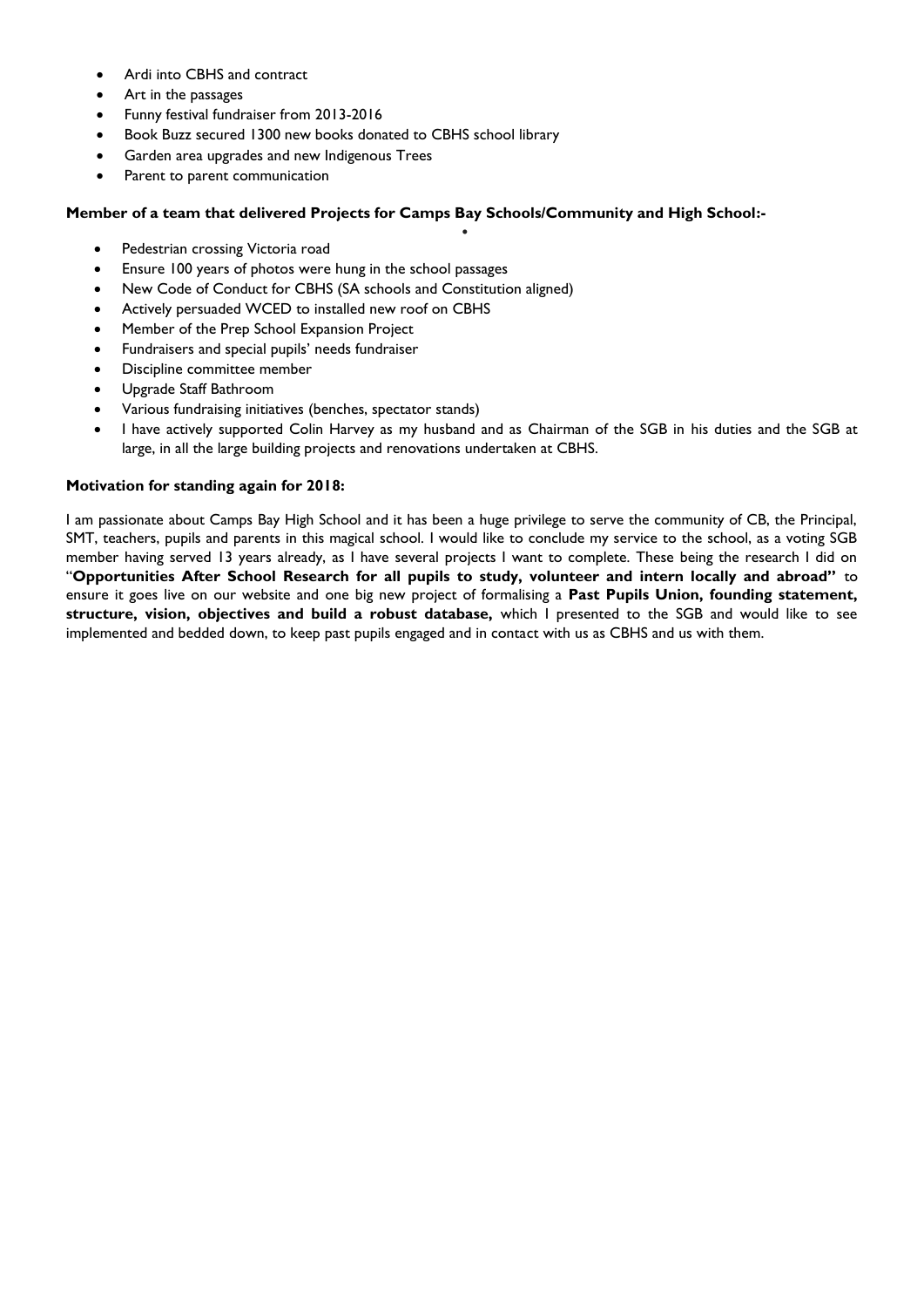- Ardi into CBHS and contract
- Art in the passages
- Funny festival fundraiser from 2013-2016
- Book Buzz secured 1300 new books donated to CBHS school library
- Garden area upgrades and new Indigenous Trees
- Parent to parent communication

**Member of a team that delivered Projects for Camps Bay Schools/Community and High School:-**

- Pedestrian crossing Victoria road
- Ensure 100 years of photos were hung in the school passages
- New Code of Conduct for CBHS (SA schools and Constitution aligned)
- Actively persuaded WCED to installed new roof on CBHS
- Member of the Prep School Expansion Project
- Fundraisers and special pupils' needs fundraiser
- Discipline committee member
- Upgrade Staff Bathroom
- Various fundraising initiatives (benches, spectator stands)
- I have actively supported Colin Harvey as my husband and as Chairman of the SGB in his duties and the SGB at large, in all the large building projects and renovations undertaken at CBHS.

**Motivation for standing again for 2018:**

I am passionate about Camps Bay High School and it has been a huge privilege to serve the community of CB, the Principal, SMT, teachers, pupils and parents in this magical school. I would like to conclude my service to the school, as a voting SGB member having served 13 years already, as I have several projects I want to complete. These being the research I did on "**Opportunities After School Research for all pupils to study, volunteer and intern locally and abroad"** to ensure it goes live on our website and one big new project of formalising a **Past Pupils Union, founding statement, structure, vision, objectives and build a robust database,** which I presented to the SGB and would like to see implemented and bedded down, to keep past pupils engaged and in contact with us as CBHS and us with them.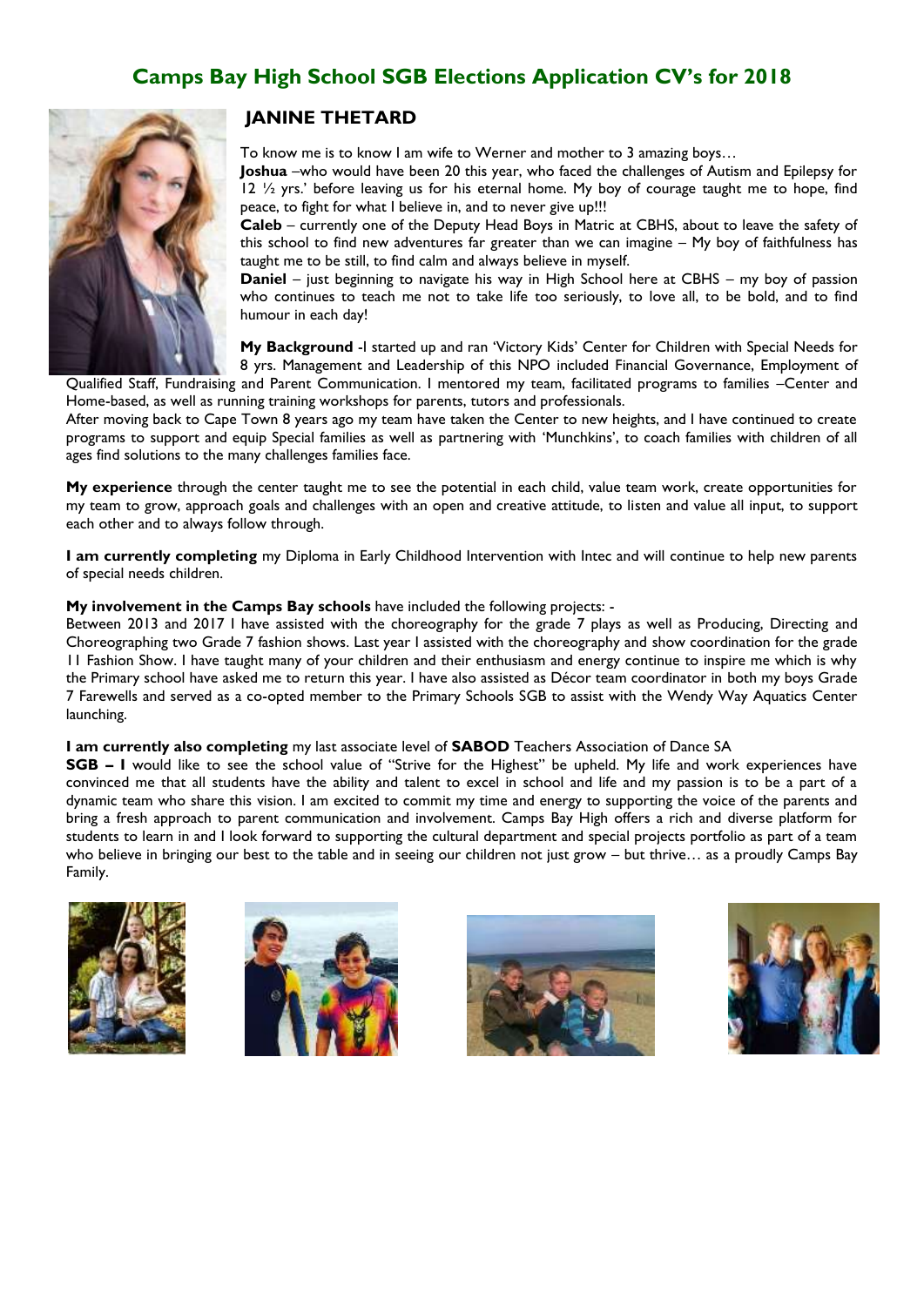# Camps Bay High School SGB Elections Application CV's for 2018

## JANINE THETARD

To know me is to know I am wife to Werner and mother to 3 amazing boys…

**Joshua** –who would have been 20 this year, who faced the challenges of Autism and Epilepsy for 12 ½ yrs.' before leaving us for his eternal home. My boy of courage taught me to hope, find peace, to fight for what I believe in, and to never give up!!!

**Caleb** – currently one of the Deputy Head Boys in Matric at CBHS, about to leave the safety of this school to find new adventures far greater than we can imagine – My boy of faithfulness has taught me to be still, to find calm and always believe in myself.

**Daniel** – just beginning to navigate his way in High School here at CBHS – my boy of passion who continues to teach me not to take life too seriously, to love all, to be bold, and to find humour in each day!

**My Background** -I started up and ran 'Victory Kids' Center for Children with Special Needs for 8 yrs. Management and Leadership of this NPO included Financial Governance, Employment of Qualified Staff, Fundraising and Parent Communication. I mentored my team, facilitated programs to families –Center and Home-based, as well as running training workshops for parents, tutors and professionals.

After moving back to Cape Town 8 years ago my team have taken the Center to new heights, and I have continued to create programs to support and equip Special families as well as partnering with 'Munchkins', to coach families with children of all ages find solutions to the many challenges families face.

**My experience** through the center taught me to see the potential in each child, value team work, create opportunities for my team to grow, approach goals and challenges with an open and creative attitude, to listen and value all input, to support each other and to always follow through.

**I am currently completing** my Diploma in Early Childhood Intervention with Intec and will continue to help new parents of special needs children.

**My involvement in the Camps Bay schools** have included the following projects: -

Between 2013 and 2017 I have assisted with the choreography for the grade 7 plays as well as Producing, Directing and Choreographing two Grade 7 fashion shows. Last year I assisted with the choreography and show coordination for the grade 11 Fashion Show. I have taught many of your children and their enthusiasm and energy continue to inspire me which is why the Primary school have asked me to return this year. I have also assisted as Décor team coordinator in both my boys Grade 7 Farewells and served as a co-opted member to the Primary Schools SGB to assist with the Wendy Way Aquatics Center launching.

**I am currently also completing** my last associate level of **SABOD** Teachers Association of Dance SA

**SGB – I** would like to see the school value of "Strive for the Highest" be upheld. My life and work experiences have convinced me that all students have the ability and talent to excel in school and life and my passion is to be a part of a dynamic team who share this vision. I am excited to commit my time and energy to supporting the voice of the parents and bring a fresh approach to parent communication and involvement. Camps Bay High offers a rich and diverse platform for students to learn in and I look forward to supporting the cultural department and special projects portfolio as part of a team who believe in bringing our best to the table and in seeing our children not just grow – but thrive… as a proudly Camps Bay Family.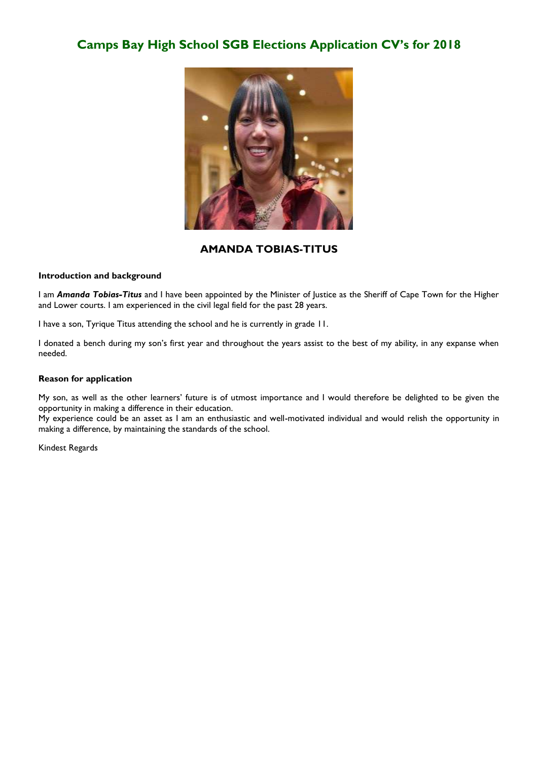# Camps Bay High School SGB Elections Application CV's for 2018

## AMANDA TOBIAS-TITUS

**Introduction and background**

I am ***Amanda Tobias-Titus*** and I have been appointed by the Minister of Justice as the Sheriff of Cape Town for the Higher and Lower courts. I am experienced in the civil legal field for the past 28 years.

I have a son, Tyrique Titus attending the school and he is currently in grade 11.

I donated a bench during my son's first year and throughout the years assist to the best of my ability, in any expanse when needed.

**Reason for application**

My son, as well as the other learners' future is of utmost importance and I would therefore be delighted to be given the opportunity in making a difference in their education.
My experience could be an asset as I am an enthusiastic and well-motivated individual and would relish the opportunity in making a difference, by maintaining the standards of the school.

Kindest Regards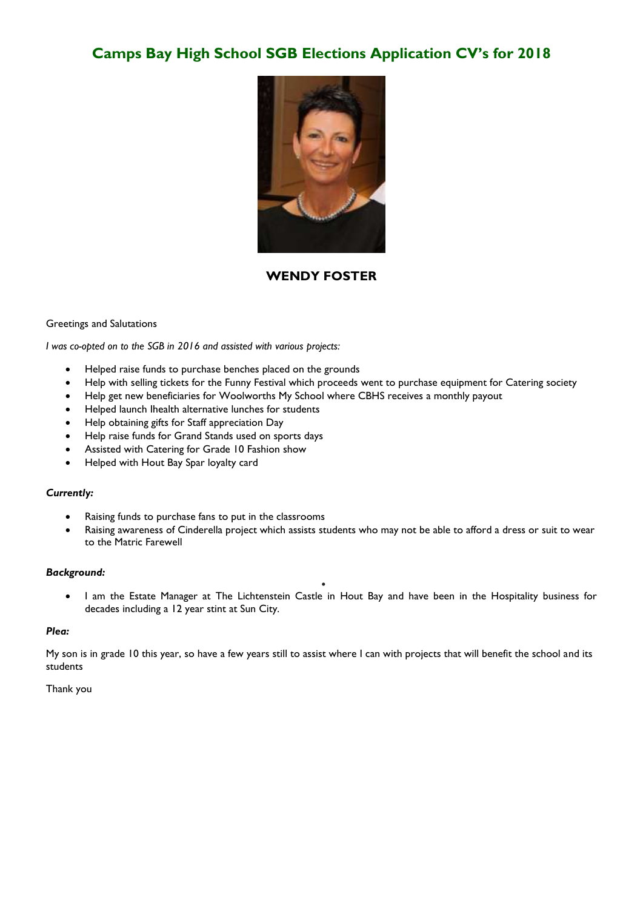# Camps Bay High School SGB Elections Application CV's for 2018

## WENDY FOSTER

Greetings and Salutations

*I was co-opted on to the SGB in 2016 and assisted with various projects:*

- Helped raise funds to purchase benches placed on the grounds
- Help with selling tickets for the Funny Festival which proceeds went to purchase equipment for Catering society
- Help get new beneficiaries for Woolworths My School where CBHS receives a monthly payout
- Helped launch Ihealth alternative lunches for students
- Help obtaining gifts for Staff appreciation Day
- Help raise funds for Grand Stands used on sports days
- Assisted with Catering for Grade 10 Fashion show
- Helped with Hout Bay Spar loyalty card

***Currently:***

- Raising funds to purchase fans to put in the classrooms
- Raising awareness of Cinderella project which assists students who may not be able to afford a dress or suit to wear to the Matric Farewell

***Background:***

- I am the Estate Manager at The Lichtenstein Castle in Hout Bay and have been in the Hospitality business for decades including a 12 year stint at Sun City.

***Plea:***

My son is in grade 10 this year, so have a few years still to assist where I can with projects that will benefit the school and its students

Thank you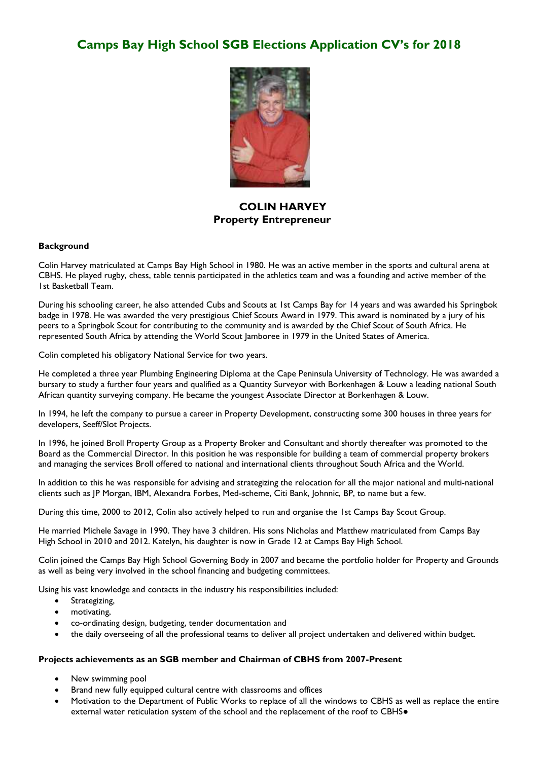# Camps Bay High School SGB Elections Application CV's for 2018

**COLIN HARVEY**
**Property Entrepreneur**

**Background**

Colin Harvey matriculated at Camps Bay High School in 1980. He was an active member in the sports and cultural arena at CBHS. He played rugby, chess, table tennis participated in the athletics team and was a founding and active member of the 1st Basketball Team.

During his schooling career, he also attended Cubs and Scouts at 1st Camps Bay for 14 years and was awarded his Springbok badge in 1978. He was awarded the very prestigious Chief Scouts Award in 1979. This award is nominated by a jury of his peers to a Springbok Scout for contributing to the community and is awarded by the Chief Scout of South Africa. He represented South Africa by attending the World Scout Jamboree in 1979 in the United States of America.

Colin completed his obligatory National Service for two years.

He completed a three year Plumbing Engineering Diploma at the Cape Peninsula University of Technology. He was awarded a bursary to study a further four years and qualified as a Quantity Surveyor with Borkenhagen & Louw a leading national South African quantity surveying company. He became the youngest Associate Director at Borkenhagen & Louw.

In 1994, he left the company to pursue a career in Property Development, constructing some 300 houses in three years for developers, Seeff/Slot Projects.

In 1996, he joined Broll Property Group as a Property Broker and Consultant and shortly thereafter was promoted to the Board as the Commercial Director. In this position he was responsible for building a team of commercial property brokers and managing the services Broll offered to national and international clients throughout South Africa and the World.

In addition to this he was responsible for advising and strategizing the relocation for all the major national and multi-national clients such as JP Morgan, IBM, Alexandra Forbes, Med-scheme, Citi Bank, Johnnic, BP, to name but a few.

During this time, 2000 to 2012, Colin also actively helped to run and organise the 1st Camps Bay Scout Group.

He married Michele Savage in 1990. They have 3 children. His sons Nicholas and Matthew matriculated from Camps Bay High School in 2010 and 2012. Katelyn, his daughter is now in Grade 12 at Camps Bay High School.

Colin joined the Camps Bay High School Governing Body in 2007 and became the portfolio holder for Property and Grounds as well as being very involved in the school financing and budgeting committees.

Using his vast knowledge and contacts in the industry his responsibilities included:

- Strategizing,
- motivating,
- co-ordinating design, budgeting, tender documentation and
- the daily overseeing of all the professional teams to deliver all project undertaken and delivered within budget.

**Projects achievements as an SGB member and Chairman of CBHS from 2007-Present**

- New swimming pool
- Brand new fully equipped cultural centre with classrooms and offices
- Motivation to the Department of Public Works to replace of all the windows to CBHS as well as replace the entire external water reticulation system of the school and the replacement of the roof to CBHS●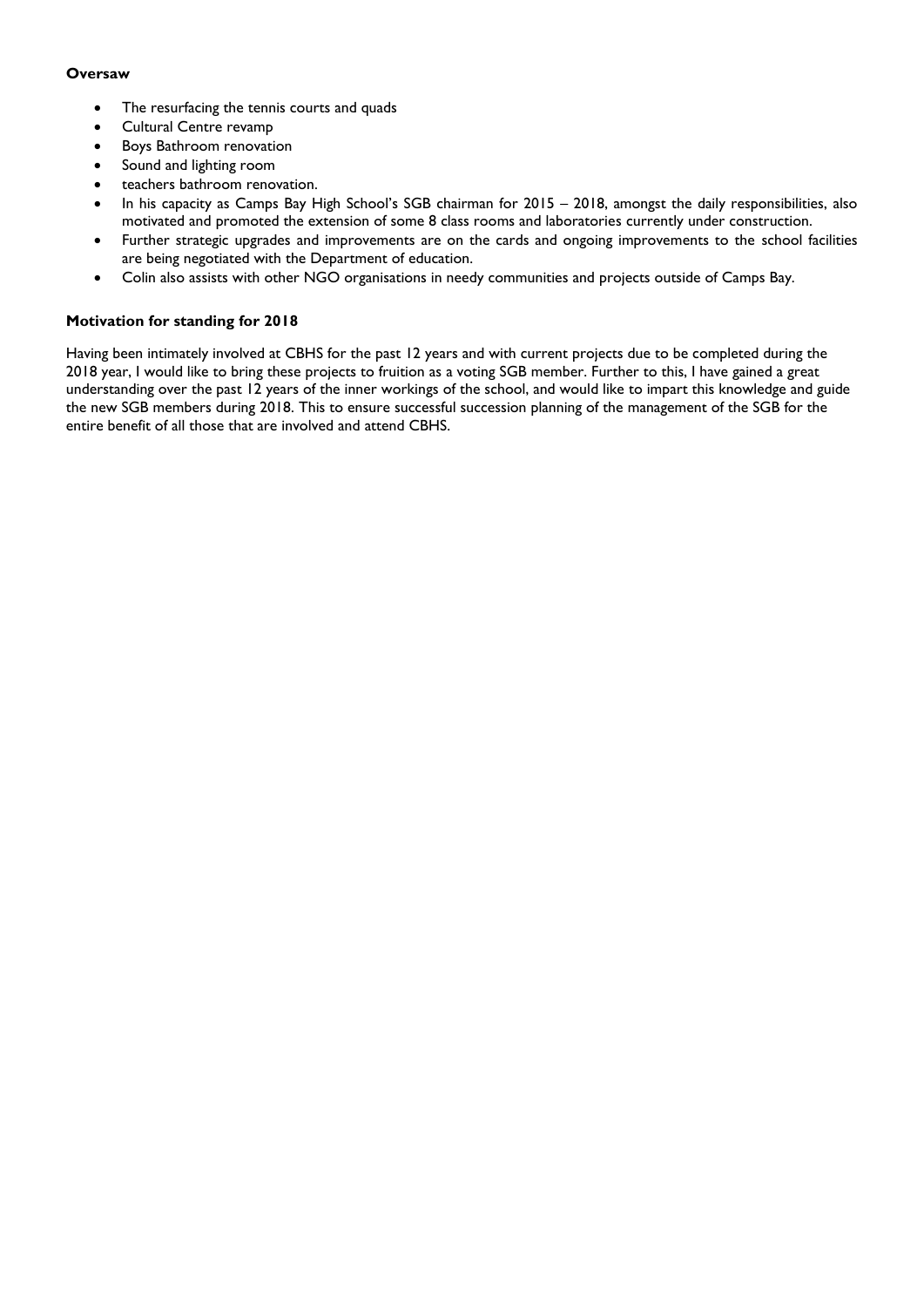**Oversaw**

- The resurfacing the tennis courts and quads
- Cultural Centre revamp
- Boys Bathroom renovation
- Sound and lighting room
- teachers bathroom renovation.
- In his capacity as Camps Bay High School's SGB chairman for 2015 – 2018, amongst the daily responsibilities, also motivated and promoted the extension of some 8 class rooms and laboratories currently under construction.
- Further strategic upgrades and improvements are on the cards and ongoing improvements to the school facilities are being negotiated with the Department of education.
- Colin also assists with other NGO organisations in needy communities and projects outside of Camps Bay.

**Motivation for standing for 2018**

Having been intimately involved at CBHS for the past 12 years and with current projects due to be completed during the 2018 year, I would like to bring these projects to fruition as a voting SGB member. Further to this, I have gained a great understanding over the past 12 years of the inner workings of the school, and would like to impart this knowledge and guide the new SGB members during 2018. This to ensure successful succession planning of the management of the SGB for the entire benefit of all those that are involved and attend CBHS.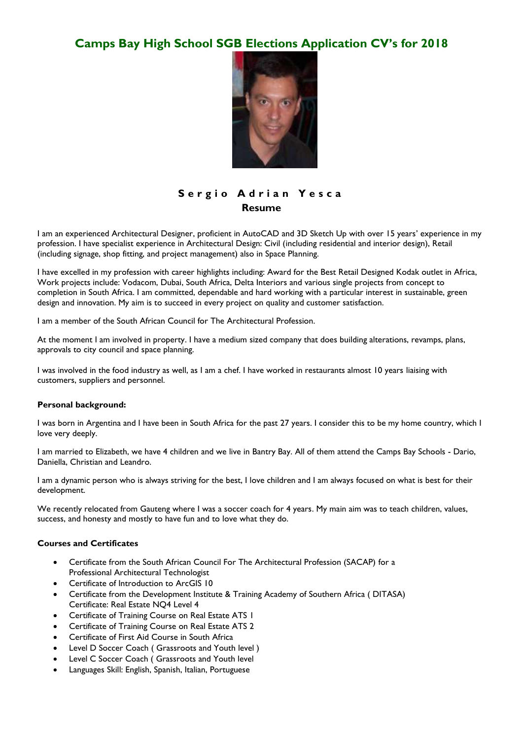# Camps Bay High School SGB Elections Application CV's for 2018

## Sergio Adrian Yesca

**Resume**

I am an experienced Architectural Designer, proficient in AutoCAD and 3D Sketch Up with over 15 years' experience in my profession. I have specialist experience in Architectural Design: Civil (including residential and interior design), Retail (including signage, shop fitting, and project management) also in Space Planning.

I have excelled in my profession with career highlights including: Award for the Best Retail Designed Kodak outlet in Africa, Work projects include: Vodacom, Dubai, South Africa, Delta Interiors and various single projects from concept to completion in South Africa. I am committed, dependable and hard working with a particular interest in sustainable, green design and innovation. My aim is to succeed in every project on quality and customer satisfaction.

I am a member of the South African Council for The Architectural Profession.

At the moment I am involved in property. I have a medium sized company that does building alterations, revamps, plans, approvals to city council and space planning.

I was involved in the food industry as well, as I am a chef. I have worked in restaurants almost 10 years liaising with customers, suppliers and personnel.

**Personal background:**

I was born in Argentina and I have been in South Africa for the past 27 years. I consider this to be my home country, which I love very deeply.

I am married to Elizabeth, we have 4 children and we live in Bantry Bay. All of them attend the Camps Bay Schools - Dario, Daniella, Christian and Leandro.

I am a dynamic person who is always striving for the best, I love children and I am always focused on what is best for their development.

We recently relocated from Gauteng where I was a soccer coach for 4 years. My main aim was to teach children, values, success, and honesty and mostly to have fun and to love what they do.

**Courses and Certificates**

- Certificate from the South African Council For The Architectural Profession (SACAP) for a Professional Architectural Technologist
- Certificate of Introduction to ArcGIS 10
- Certificate from the Development Institute & Training Academy of Southern Africa ( DITASA) Certificate: Real Estate NQ4 Level 4
- Certificate of Training Course on Real Estate ATS 1
- Certificate of Training Course on Real Estate ATS 2
- Certificate of First Aid Course in South Africa
- Level D Soccer Coach ( Grassroots and Youth level )
- Level C Soccer Coach ( Grassroots and Youth level
- Languages Skill: English, Spanish, Italian, Portuguese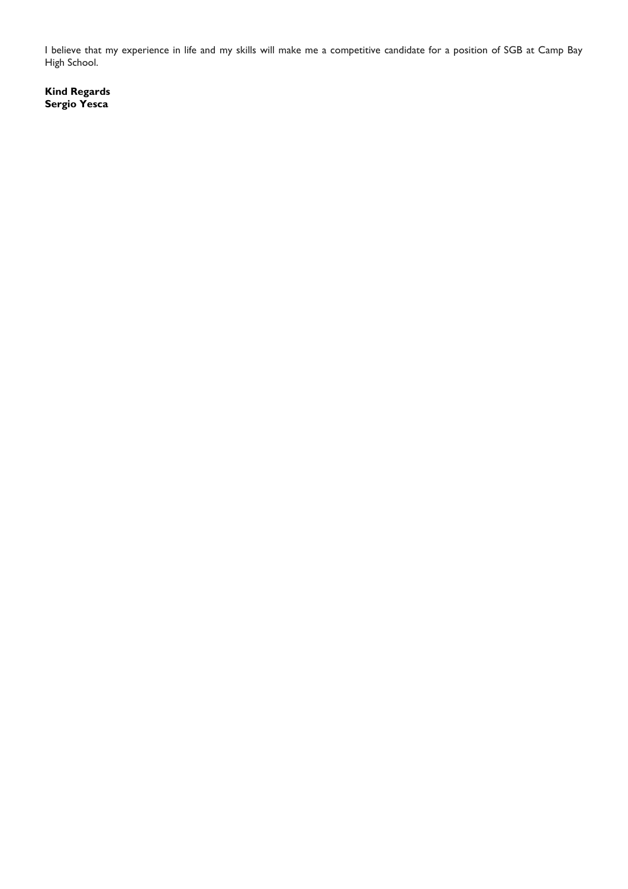I believe that my experience in life and my skills will make me a competitive candidate for a position of SGB at Camp Bay High School.

**Kind Regards**
**Sergio Yesca**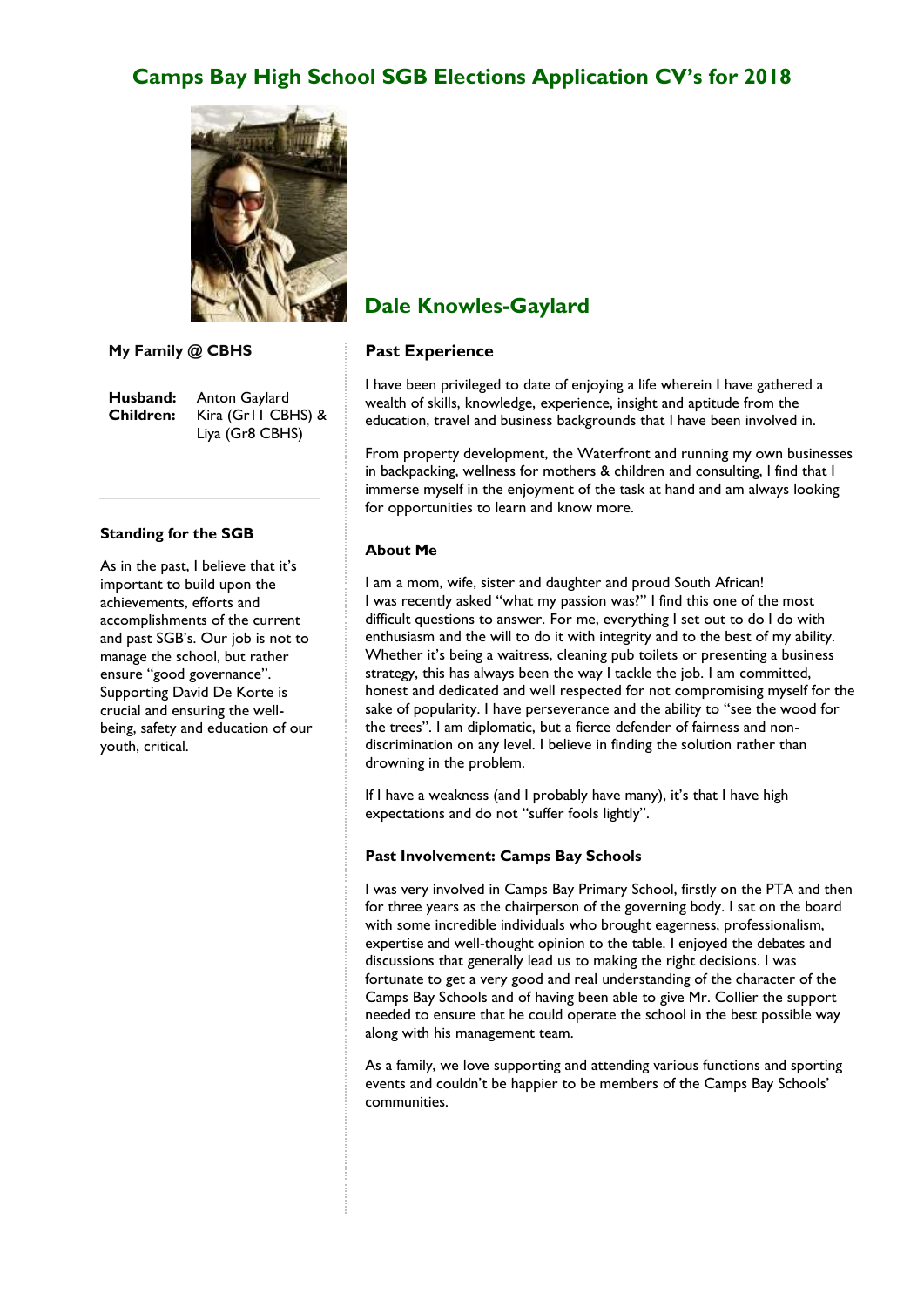# Camps Bay High School SGB Elections Application CV's for 2018

## Dale Knowles-Gaylard

**My Family @ CBHS**

**Husband:** Anton Gaylard
**Children:** Kira (Gr11 CBHS) & Liya (Gr8 CBHS)

### Standing for the SGB

As in the past, I believe that it's important to build upon the achievements, efforts and accomplishments of the current and past SGB's. Our job is not to manage the school, but rather ensure "good governance". Supporting David De Korte is crucial and ensuring the well-being, safety and education of our youth, critical.

### Past Experience

I have been privileged to date of enjoying a life wherein I have gathered a wealth of skills, knowledge, experience, insight and aptitude from the education, travel and business backgrounds that I have been involved in.

From property development, the Waterfront and running my own businesses in backpacking, wellness for mothers & children and consulting, I find that I immerse myself in the enjoyment of the task at hand and am always looking for opportunities to learn and know more.

### About Me

I am a mom, wife, sister and daughter and proud South African!
I was recently asked "what my passion was?" I find this one of the most difficult questions to answer. For me, everything I set out to do I do with enthusiasm and the will to do it with integrity and to the best of my ability. Whether it's being a waitress, cleaning pub toilets or presenting a business strategy, this has always been the way I tackle the job. I am committed, honest and dedicated and well respected for not compromising myself for the sake of popularity. I have perseverance and the ability to "see the wood for the trees". I am diplomatic, but a fierce defender of fairness and non-discrimination on any level. I believe in finding the solution rather than drowning in the problem.

If I have a weakness (and I probably have many), it's that I have high expectations and do not "suffer fools lightly".

### Past Involvement: Camps Bay Schools

I was very involved in Camps Bay Primary School, firstly on the PTA and then for three years as the chairperson of the governing body. I sat on the board with some incredible individuals who brought eagerness, professionalism, expertise and well-thought opinion to the table. I enjoyed the debates and discussions that generally lead us to making the right decisions. I was fortunate to get a very good and real understanding of the character of the Camps Bay Schools and of having been able to give Mr. Collier the support needed to ensure that he could operate the school in the best possible way along with his management team.

As a family, we love supporting and attending various functions and sporting events and couldn't be happier to be members of the Camps Bay Schools' communities.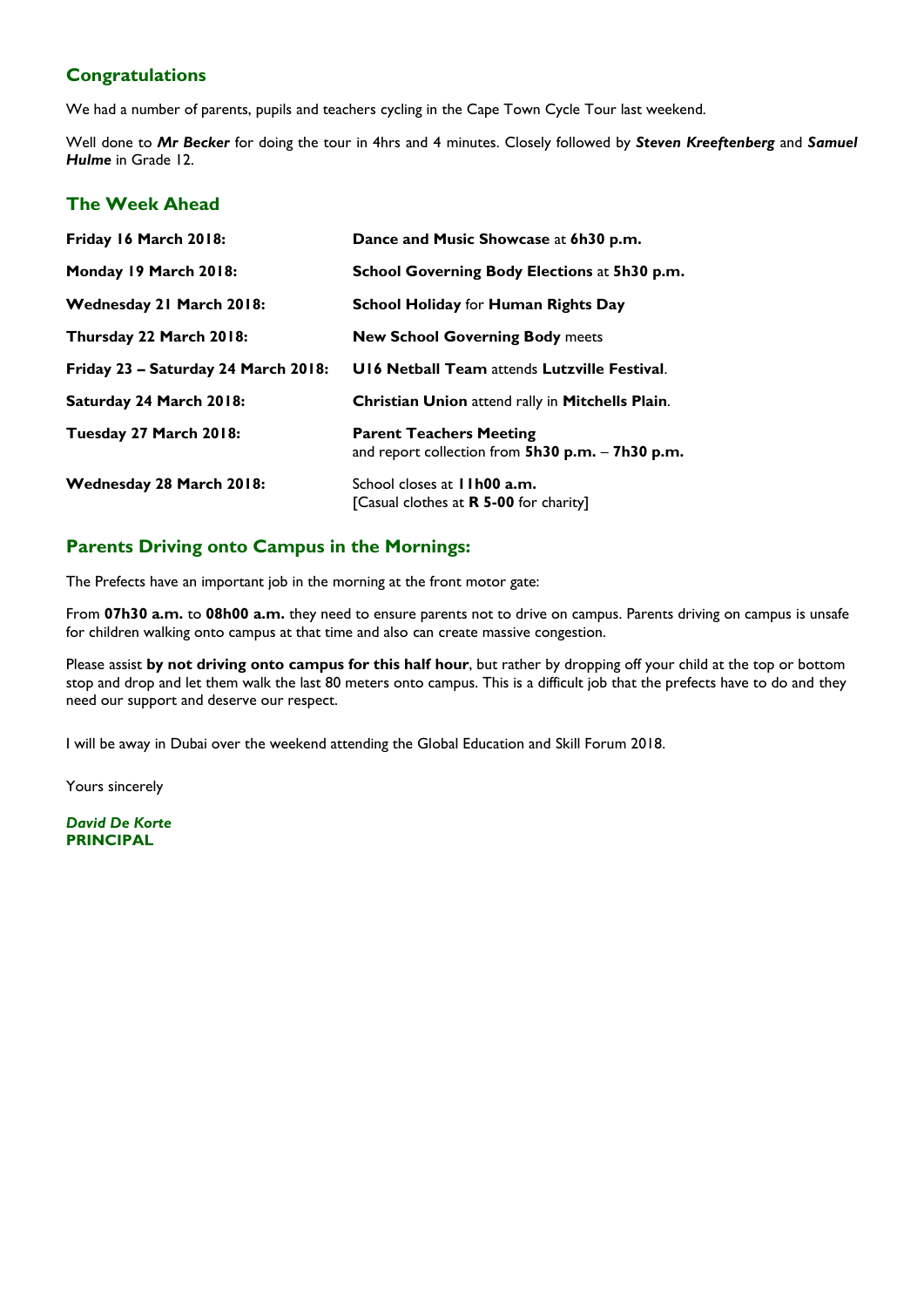## Congratulations

We had a number of parents, pupils and teachers cycling in the Cape Town Cycle Tour last weekend.

Well done to ***Mr Becker*** for doing the tour in 4hrs and 4 minutes. Closely followed by ***Steven Kreeftenberg*** and ***Samuel Hulme*** in Grade 12.

## The Week Ahead

| | |
|---|---|
| **Friday 16 March 2018:** | **Dance and Music Showcase** at **6h30 p.m.** |
| **Monday 19 March 2018:** | **School Governing Body Elections** at **5h30 p.m.** |
| **Wednesday 21 March 2018:** | **School Holiday** for **Human Rights Day** |
| **Thursday 22 March 2018:** | **New School Governing Body** meets |
| **Friday 23 – Saturday 24 March 2018:** | **U16 Netball Team** attends **Lutzville Festival**. |
| **Saturday 24 March 2018:** | **Christian Union** attend rally in **Mitchells Plain**. |
| **Tuesday 27 March 2018:** | **Parent Teachers Meeting** and report collection from **5h30 p.m. – 7h30 p.m.** |
| **Wednesday 28 March 2018:** | School closes at **11h00 a.m.** [Casual clothes at **R 5-00** for charity] |

## Parents Driving onto Campus in the Mornings:

The Prefects have an important job in the morning at the front motor gate:

From **07h30 a.m.** to **08h00 a.m.** they need to ensure parents not to drive on campus. Parents driving on campus is unsafe for children walking onto campus at that time and also can create massive congestion.

Please assist **by not driving onto campus for this half hour**, but rather by dropping off your child at the top or bottom stop and drop and let them walk the last 80 meters onto campus. This is a difficult job that the prefects have to do and they need our support and deserve our respect.

I will be away in Dubai over the weekend attending the Global Education and Skill Forum 2018.

Yours sincerely

***David De Korte***
**PRINCIPAL**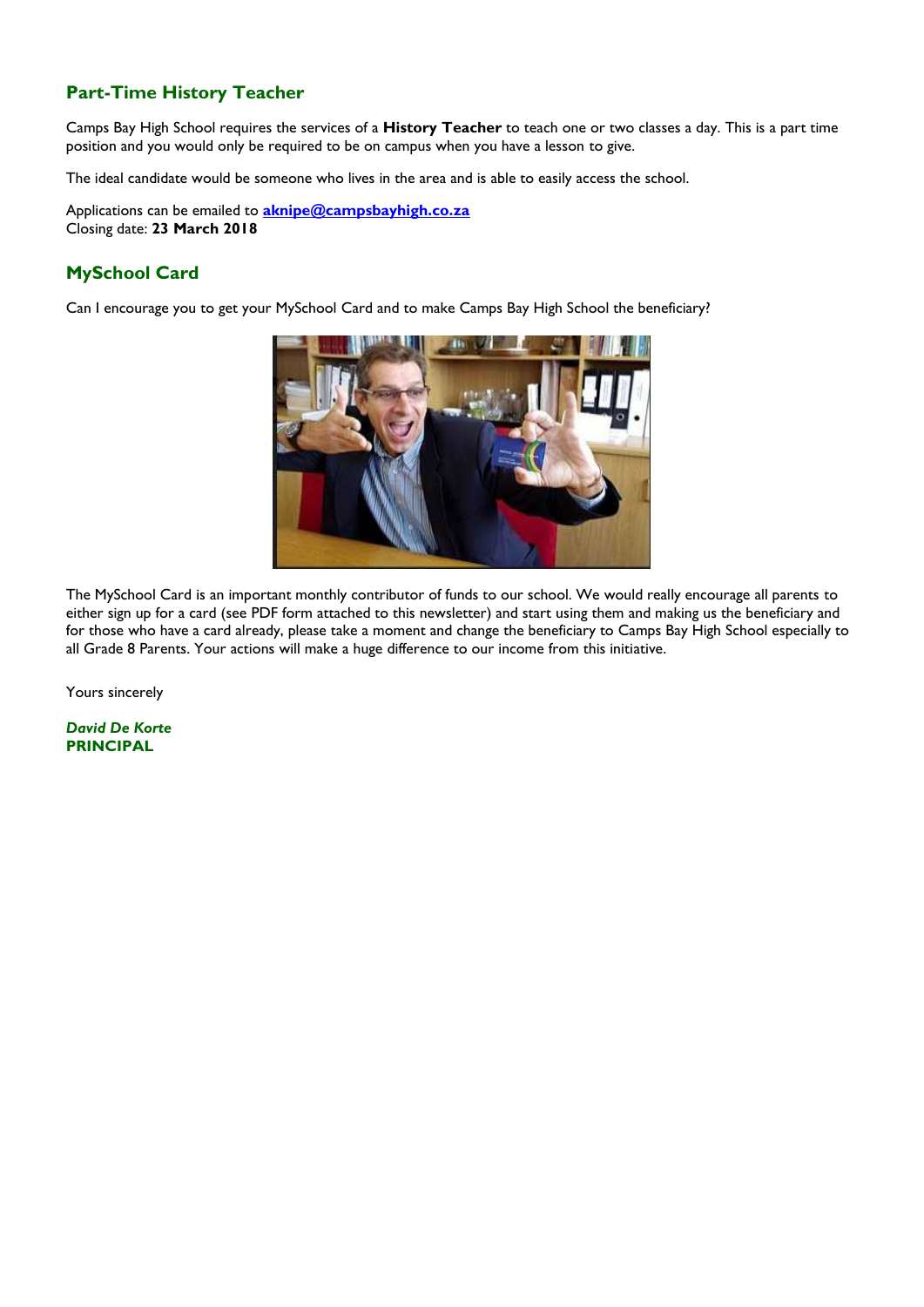## Part-Time History Teacher

Camps Bay High School requires the services of a **History Teacher** to teach one or two classes a day. This is a part time position and you would only be required to be on campus when you have a lesson to give.

The ideal candidate would be someone who lives in the area and is able to easily access the school.

Applications can be emailed to **aknipe@campsbayhigh.co.za**
Closing date: **23 March 2018**

## MySchool Card

Can I encourage you to get your MySchool Card and to make Camps Bay High School the beneficiary?

The MySchool Card is an important monthly contributor of funds to our school. We would really encourage all parents to either sign up for a card (see PDF form attached to this newsletter) and start using them and making us the beneficiary and for those who have a card already, please take a moment and change the beneficiary to Camps Bay High School especially to all Grade 8 Parents. Your actions will make a huge difference to our income from this initiative.

Yours sincerely

***David De Korte***
**PRINCIPAL**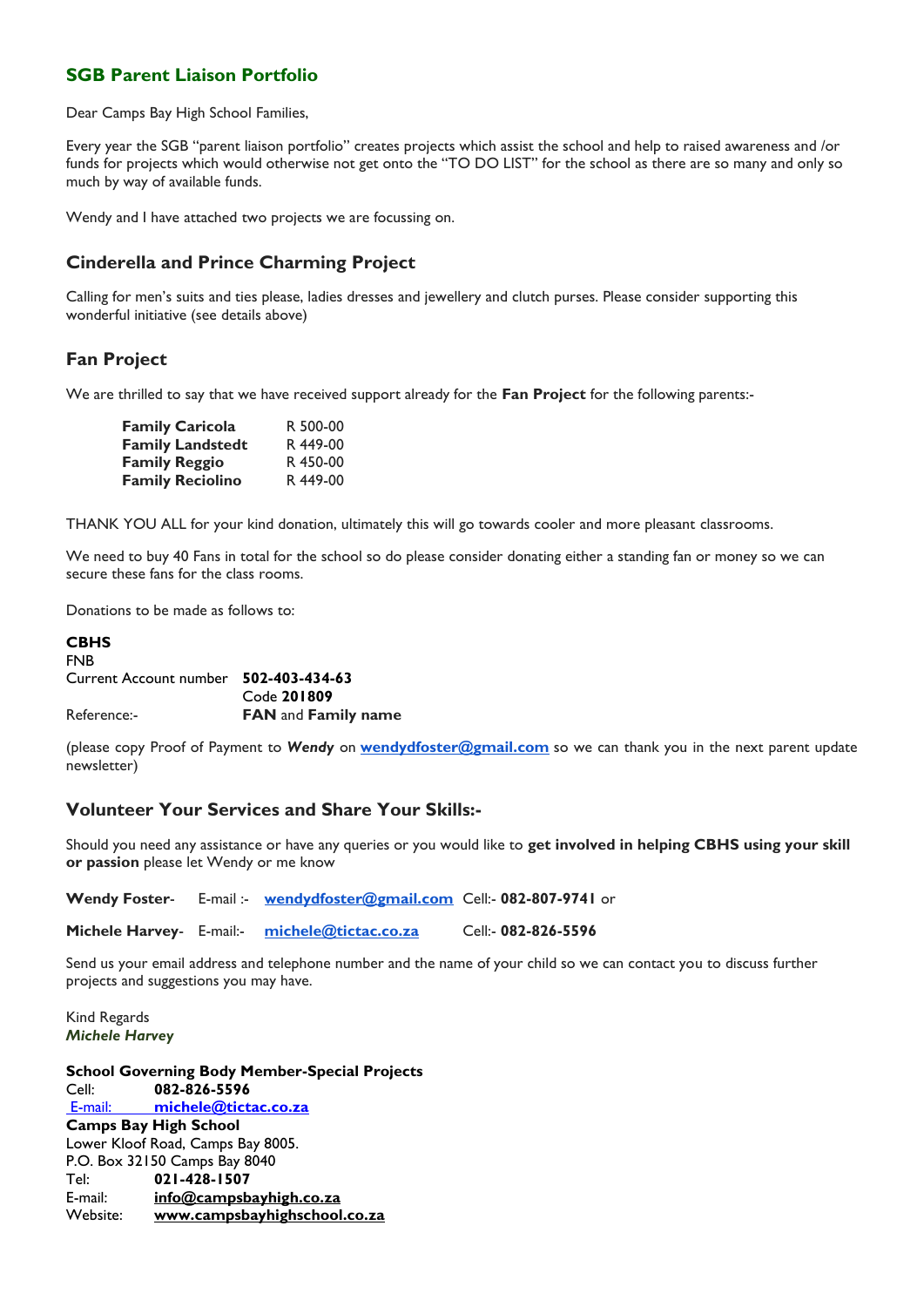## SGB Parent Liaison Portfolio

Dear Camps Bay High School Families,

Every year the SGB "parent liaison portfolio" creates projects which assist the school and help to raised awareness and /or funds for projects which would otherwise not get onto the "TO DO LIST" for the school as there are so many and only so much by way of available funds.

Wendy and I have attached two projects we are focussing on.

### Cinderella and Prince Charming Project

Calling for men's suits and ties please, ladies dresses and jewellery and clutch purses. Please consider supporting this wonderful initiative (see details above)

### Fan Project

We are thrilled to say that we have received support already for the **Fan Project** for the following parents:-

| | |
|---|---|
| **Family Caricola** | R 500-00 |
| **Family Landstedt** | R 449-00 |
| **Family Reggio** | R 450-00 |
| **Family Reciolino** | R 449-00 |

THANK YOU ALL for your kind donation, ultimately this will go towards cooler and more pleasant classrooms.

We need to buy 40 Fans in total for the school so do please consider donating either a standing fan or money so we can secure these fans for the class rooms.

Donations to be made as follows to:

**CBHS**
FNB
Current Account number **502-403-434-63**
Code **201809**
Reference:- **FAN** and **Family name**

(please copy Proof of Payment to ***Wendy*** on **wendydfoster@gmail.com** so we can thank you in the next parent update newsletter)

### Volunteer Your Services and Share Your Skills:-

Should you need any assistance or have any queries or you would like to **get involved in helping CBHS using your skill or passion** please let Wendy or me know

**Wendy Foster**- E-mail :- **wendydfoster@gmail.com** Cell:- **082-807-9741** or

**Michele Harvey**- E-mail:- **michele@tictac.co.za** Cell:- **082-826-5596**

Send us your email address and telephone number and the name of your child so we can contact you to discuss further projects and suggestions you may have.

Kind Regards
***Michele Harvey***

**School Governing Body Member-Special Projects**
Cell: **082-826-5596**
E-mail: **michele@tictac.co.za**
**Camps Bay High School**
Lower Kloof Road, Camps Bay 8005.
P.O. Box 32150 Camps Bay 8040
Tel: **021-428-1507**
E-mail: **info@campsbayhigh.co.za**
Website: **www.campsbayhighschool.co.za**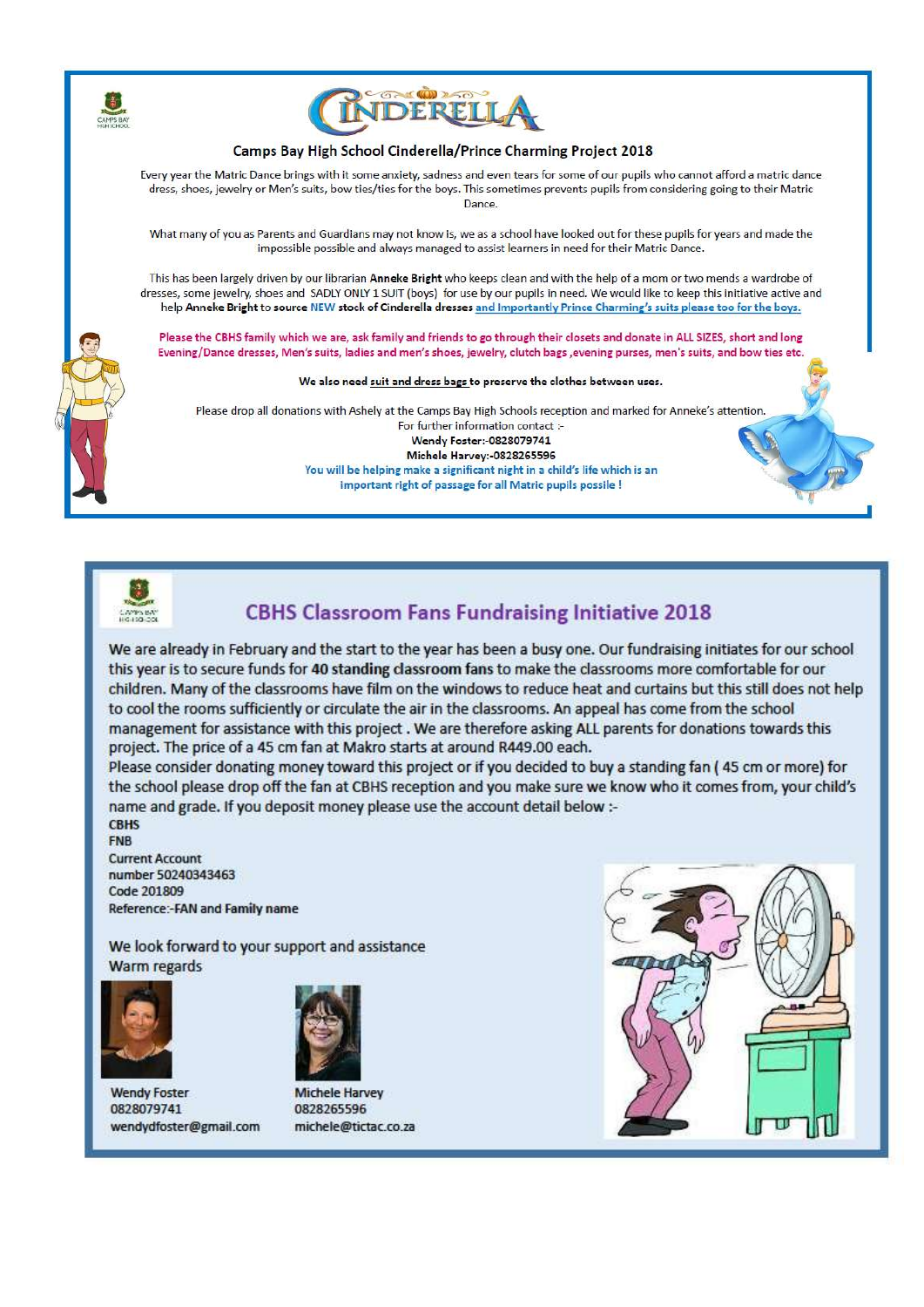## Camps Bay High School Cinderella/Prince Charming Project 2018

Every year the Matric Dance brings with it some anxiety, sadness and even tears for some of our pupils who cannot afford a matric dance dress, shoes, jewelry or Men's suits, bow ties/ties for the boys. This sometimes prevents pupils from considering going to their Matric Dance.

What many of you as Parents and Guardians may not know is, we as a school have looked out for these pupils for years and made the impossible possible and always managed to assist learners in need for their Matric Dance.

This has been largely driven by our librarian **Anneke Bright** who keeps clean and with the help of a mom or two mends a wardrobe of dresses, some jewelry, shoes and SADLY ONLY 1 SUIT (boys) for use by our pupils in need. We would like to keep this initiative active and help **Anneke Bright** to source NEW stock of Cinderella dresses and Importantly Prince Charming's suits please too for the boys.

Please the CBHS family which we are, ask family and friends to go through their closets and donate in ALL SIZES, short and long Evening/Dance dresses, Men's suits, ladies and men's shoes, jewelry, clutch bags ,evening purses, men's suits, and bow ties etc.

**We also need suit and dress bags to preserve the clothes between uses.**

Please drop all donations with Ashely at the Camps Bay High Schools reception and marked for Anneke's attention.
For further information contact :-
**Wendy Foster:-0828079741**
**Michele Harvey:-0828265596**

You will be helping make a significant night in a child's life which is an important right of passage for all Matric pupils possile !

## CBHS Classroom Fans Fundraising Initiative 2018

We are already in February and the start to the year has been a busy one. Our fundraising initiates for our school this year is to secure funds for **40 standing classroom fans** to make the classrooms more comfortable for our children. Many of the classrooms have film on the windows to reduce heat and curtains but this still does not help to cool the rooms sufficiently or circulate the air in the classrooms. An appeal has come from the school management for assistance with this project . We are therefore asking ALL parents for donations towards this project. The price of a 45 cm fan at Makro starts at around R449.00 each.

Please consider donating money toward this project or if you decided to buy a standing fan ( 45 cm or more) for the school please drop off the fan at CBHS reception and you make sure we know who it comes from, your child's name and grade. If you deposit money please use the account detail below :-

**CBHS**
**FNB**
**Current Account**
**number 50240343463**
**Code 201809**
**Reference:-FAN and Family name**

We look forward to your support and assistance
Warm regards

Wendy Foster
0828079741
wendydfoster@gmail.com

Michele Harvey
0828265596
michele@tictac.co.za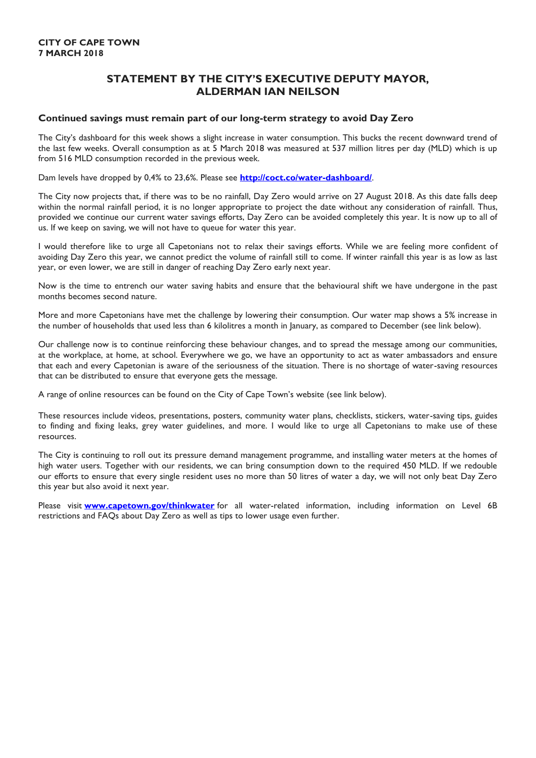**CITY OF CAPE TOWN**
**7 MARCH 2018**

# STATEMENT BY THE CITY'S EXECUTIVE DEPUTY MAYOR, ALDERMAN IAN NEILSON

## Continued savings must remain part of our long-term strategy to avoid Day Zero

The City's dashboard for this week shows a slight increase in water consumption. This bucks the recent downward trend of the last few weeks. Overall consumption as at 5 March 2018 was measured at 537 million litres per day (MLD) which is up from 516 MLD consumption recorded in the previous week.

Dam levels have dropped by 0,4% to 23,6%. Please see **http://coct.co/water-dashboard/**.

The City now projects that, if there was to be no rainfall, Day Zero would arrive on 27 August 2018. As this date falls deep within the normal rainfall period, it is no longer appropriate to project the date without any consideration of rainfall. Thus, provided we continue our current water savings efforts, Day Zero can be avoided completely this year. It is now up to all of us. If we keep on saving, we will not have to queue for water this year.

I would therefore like to urge all Capetonians not to relax their savings efforts. While we are feeling more confident of avoiding Day Zero this year, we cannot predict the volume of rainfall still to come. If winter rainfall this year is as low as last year, or even lower, we are still in danger of reaching Day Zero early next year.

Now is the time to entrench our water saving habits and ensure that the behavioural shift we have undergone in the past months becomes second nature.

More and more Capetonians have met the challenge by lowering their consumption. Our water map shows a 5% increase in the number of households that used less than 6 kilolitres a month in January, as compared to December (see link below).

Our challenge now is to continue reinforcing these behaviour changes, and to spread the message among our communities, at the workplace, at home, at school. Everywhere we go, we have an opportunity to act as water ambassadors and ensure that each and every Capetonian is aware of the seriousness of the situation. There is no shortage of water-saving resources that can be distributed to ensure that everyone gets the message.

A range of online resources can be found on the City of Cape Town's website (see link below).

These resources include videos, presentations, posters, community water plans, checklists, stickers, water-saving tips, guides to finding and fixing leaks, grey water guidelines, and more. I would like to urge all Capetonians to make use of these resources.

The City is continuing to roll out its pressure demand management programme, and installing water meters at the homes of high water users. Together with our residents, we can bring consumption down to the required 450 MLD. If we redouble our efforts to ensure that every single resident uses no more than 50 litres of water a day, we will not only beat Day Zero this year but also avoid it next year.

Please visit **www.capetown.gov/thinkwater** for all water-related information, including information on Level 6B restrictions and FAQs about Day Zero as well as tips to lower usage even further.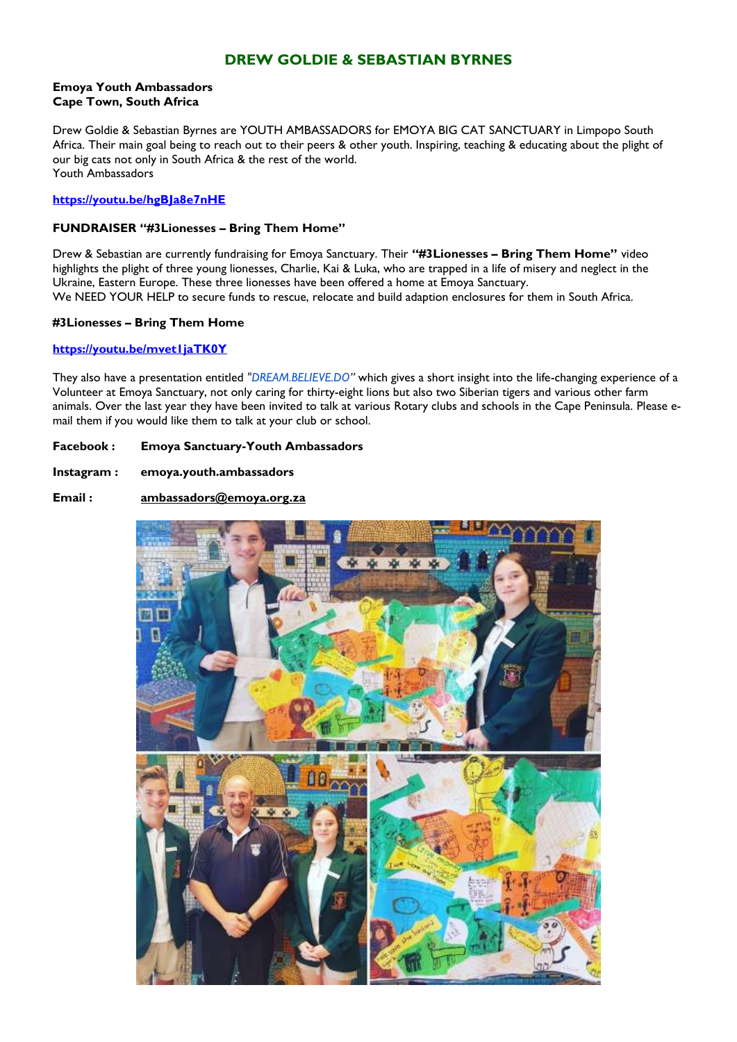# DREW GOLDIE & SEBASTIAN BYRNES

**Emoya Youth Ambassadors**
**Cape Town, South Africa**

Drew Goldie & Sebastian Byrnes are YOUTH AMBASSADORS for EMOYA BIG CAT SANCTUARY in Limpopo South Africa. Their main goal being to reach out to their peers & other youth. Inspiring, teaching & educating about the plight of our big cats not only in South Africa & the rest of the world.
Youth Ambassadors

**https://youtu.be/hgBJa8e7nHE**

**FUNDRAISER "#3Lionesses – Bring Them Home"**

Drew & Sebastian are currently fundraising for Emoya Sanctuary. Their **"#3Lionesses – Bring Them Home"** video highlights the plight of three young lionesses, Charlie, Kai & Luka, who are trapped in a life of misery and neglect in the Ukraine, Eastern Europe. These three lionesses have been offered a home at Emoya Sanctuary.
We NEED YOUR HELP to secure funds to rescue, relocate and build adaption enclosures for them in South Africa.

**#3Lionesses – Bring Them Home**

**https://youtu.be/mvet1jaTK0Y**

They also have a presentation entitled "*DREAM.BELIEVE.DO*" which gives a short insight into the life-changing experience of a Volunteer at Emoya Sanctuary, not only caring for thirty-eight lions but also two Siberian tigers and various other farm animals. Over the last year they have been invited to talk at various Rotary clubs and schools in the Cape Peninsula. Please e-mail them if you would like them to talk at your club or school.

**Facebook :** **Emoya Sanctuary-Youth Ambassadors**

**Instagram :** **emoya.youth.ambassadors**

**Email :** **ambassadors@emoya.org.za**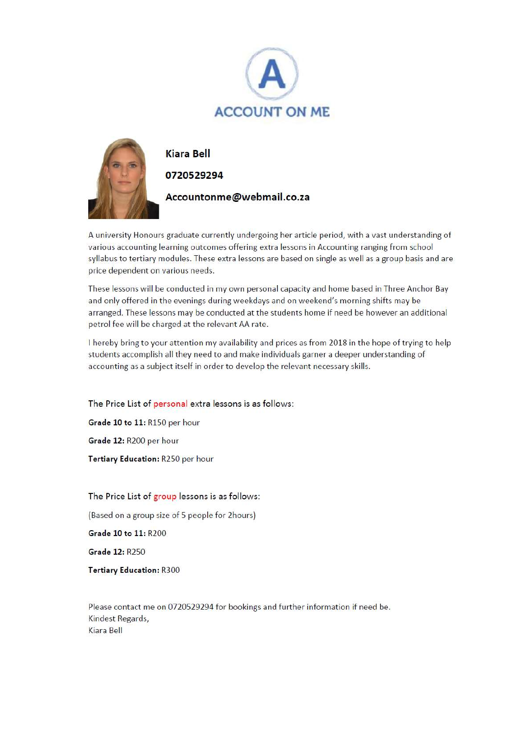# ACCOUNT ON ME

**Kiara Bell**

**0720529294**

**Accountonme@webmail.co.za**

A university Honours graduate currently undergoing her article period, with a vast understanding of various accounting learning outcomes offering extra lessons in Accounting ranging from school syllabus to tertiary modules. These extra lessons are based on single as well as a group basis and are price dependent on various needs.

These lessons will be conducted in my own personal capacity and home based in Three Anchor Bay and only offered in the evenings during weekdays and on weekend's morning shifts may be arranged. These lessons may be conducted at the students home if need be however an additional petrol fee will be charged at the relevant AA rate.

I hereby bring to your attention my availability and prices as from 2018 in the hope of trying to help students accomplish all they need to and make individuals garner a deeper understanding of accounting as a subject itself in order to develop the relevant necessary skills.

The Price List of personal extra lessons is as follows:

**Grade 10 to 11:** R150 per hour

**Grade 12:** R200 per hour

**Tertiary Education:** R250 per hour

The Price List of group lessons is as follows:

(Based on a group size of 5 people for 2hours)

**Grade 10 to 11:** R200

**Grade 12:** R250

**Tertiary Education:** R300

Please contact me on 0720529294 for bookings and further information if need be.
Kindest Regards,
Kiara Bell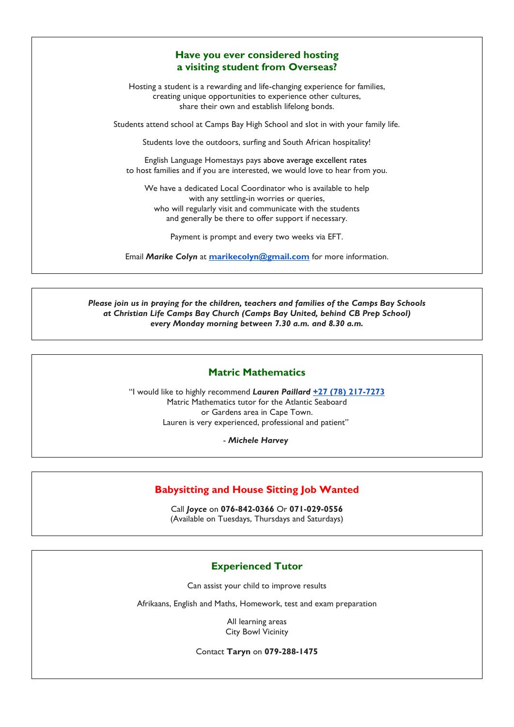## Have you ever considered hosting a visiting student from Overseas?

Hosting a student is a rewarding and life-changing experience for families, creating unique opportunities to experience other cultures, share their own and establish lifelong bonds.

Students attend school at Camps Bay High School and slot in with your family life.

Students love the outdoors, surfing and South African hospitality!

English Language Homestays pays above average excellent rates to host families and if you are interested, we would love to hear from you.

We have a dedicated Local Coordinator who is available to help with any settling-in worries or queries, who will regularly visit and communicate with the students and generally be there to offer support if necessary.

Payment is prompt and every two weeks via EFT.

Email ***Marike Colyn*** at **marikecolyn@gmail.com** for more information.

---

***Please join us in praying for the children, teachers and families of the Camps Bay Schools at Christian Life Camps Bay Church (Camps Bay United, behind CB Prep School) every Monday morning between 7.30 a.m. and 8.30 a.m.***

---

## Matric Mathematics

"I would like to highly recommend ***Lauren Paillard*** **+27 (78) 217-7273** Matric Mathematics tutor for the Atlantic Seaboard or Gardens area in Cape Town. Lauren is very experienced, professional and patient"

*- **Michele Harvey***

---

## Babysitting and House Sitting Job Wanted

Call ***Joyce*** on **076-842-0366** Or **071-029-0556**
(Available on Tuesdays, Thursdays and Saturdays)

---

## Experienced Tutor

Can assist your child to improve results

Afrikaans, English and Maths, Homework, test and exam preparation

All learning areas
City Bowl Vicinity

Contact **Taryn** on **079-288-1475**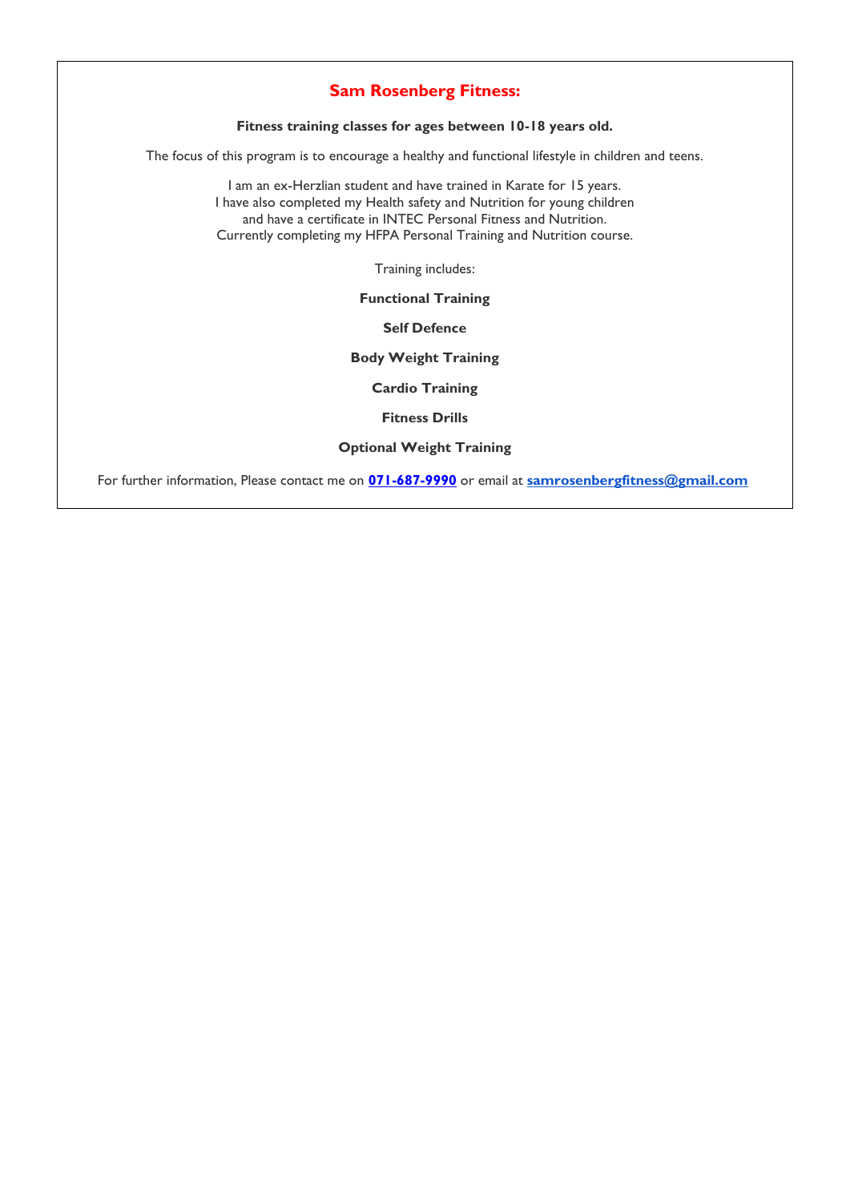## Sam Rosenberg Fitness:

**Fitness training classes for ages between 10-18 years old.**

The focus of this program is to encourage a healthy and functional lifestyle in children and teens.

I am an ex-Herzlian student and have trained in Karate for 15 years.
I have also completed my Health safety and Nutrition for young children
and have a certificate in INTEC Personal Fitness and Nutrition.
Currently completing my HFPA Personal Training and Nutrition course.

Training includes:

**Functional Training**

**Self Defence**

**Body Weight Training**

**Cardio Training**

**Fitness Drills**

**Optional Weight Training**

For further information, Please contact me on **071-687-9990** or email at **samrosenbergfitness@gmail.com**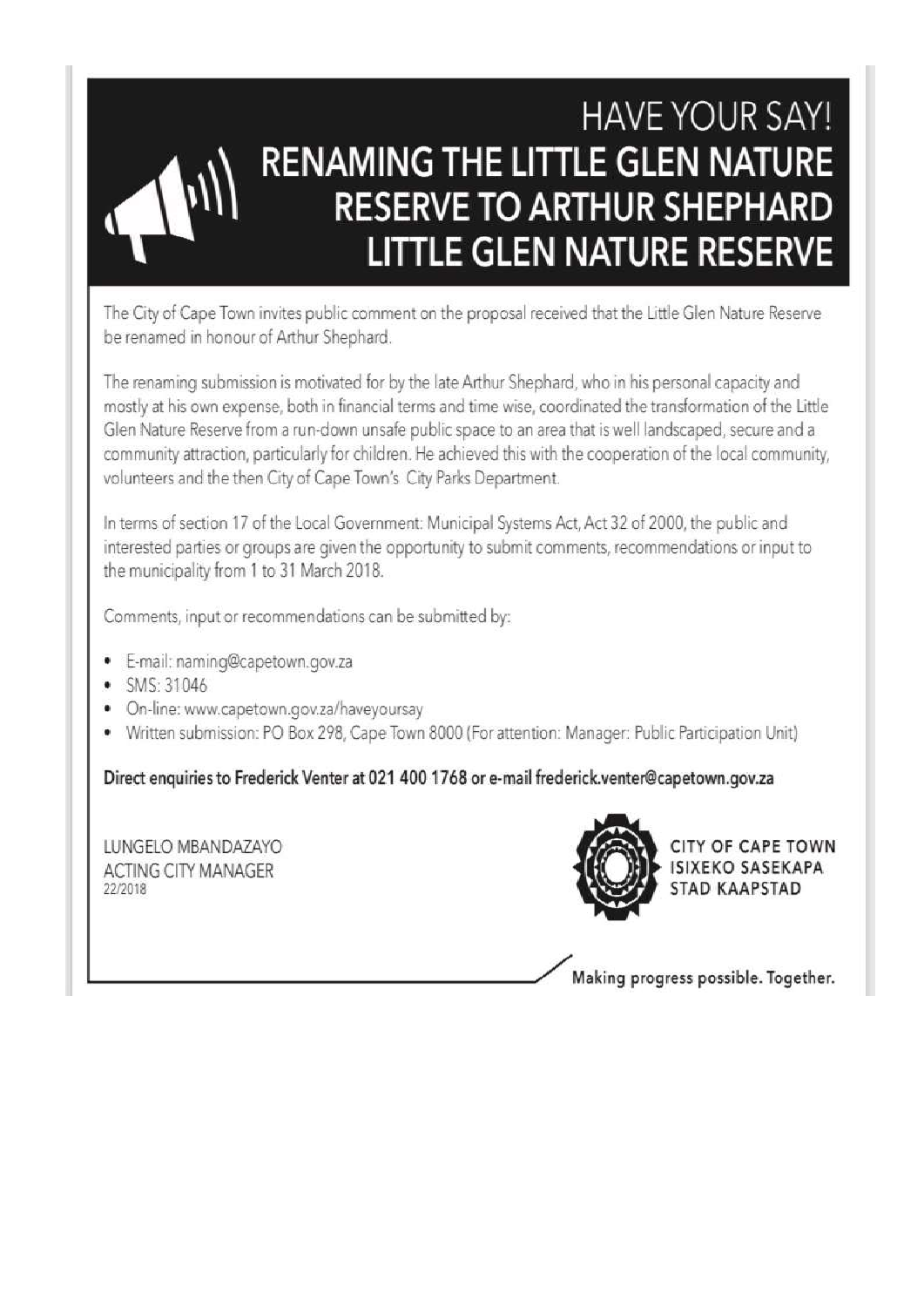# HAVE YOUR SAY!

# RENAMING THE LITTLE GLEN NATURE RESERVE TO ARTHUR SHEPHARD LITTLE GLEN NATURE RESERVE

The City of Cape Town invites public comment on the proposal received that the Little Glen Nature Reserve be renamed in honour of Arthur Shephard.

The renaming submission is motivated for by the late Arthur Shephard, who in his personal capacity and mostly at his own expense, both in financial terms and time wise, coordinated the transformation of the Little Glen Nature Reserve from a run-down unsafe public space to an area that is well landscaped, secure and a community attraction, particularly for children. He achieved this with the cooperation of the local community, volunteers and the then City of Cape Town's City Parks Department.

In terms of section 17 of the Local Government: Municipal Systems Act, Act 32 of 2000, the public and interested parties or groups are given the opportunity to submit comments, recommendations or input to the municipality from 1 to 31 March 2018.

Comments, input or recommendations can be submitted by:

- E-mail: naming@capetown.gov.za
- SMS: 31046
- On-line: www.capetown.gov.za/haveyoursay
- Written submission: PO Box 298, Cape Town 8000 (For attention: Manager: Public Participation Unit)

**Direct enquiries to Frederick Venter at 021 400 1768 or e-mail frederick.venter@capetown.gov.za**

LUNGELO MBANDAZAYO
ACTING CITY MANAGER
22/2018

CITY OF CAPE TOWN
ISIXEKO SASEKAPA
STAD KAAPSTAD

Making progress possible. Together.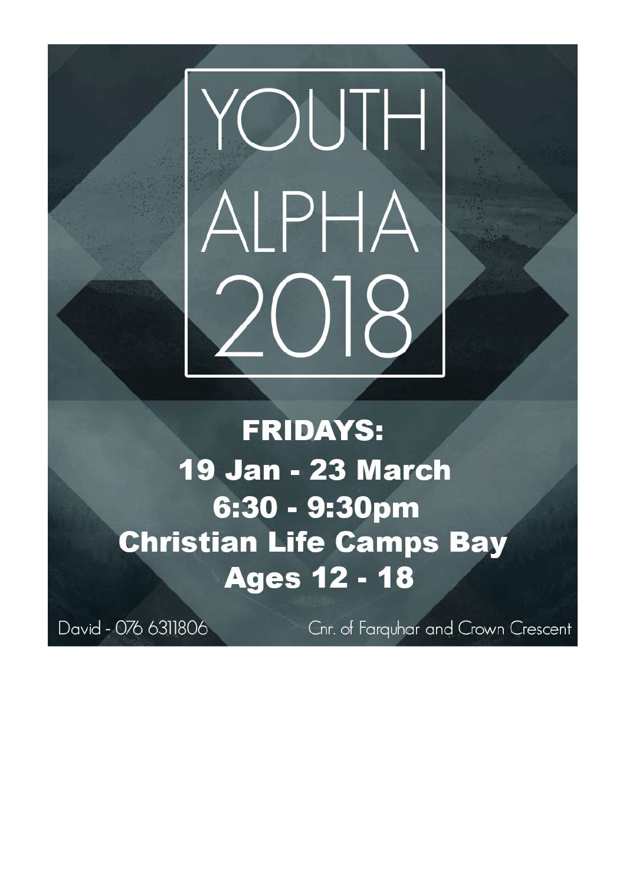# YOUTH ALPHA 2018

**FRIDAYS:**

**19 Jan - 23 March**

**6:30 - 9:30pm**

**Christian Life Camps Bay**

**Ages 12 - 18**

David - 076 6311806

Cnr. of Farquhar and Crown Crescent